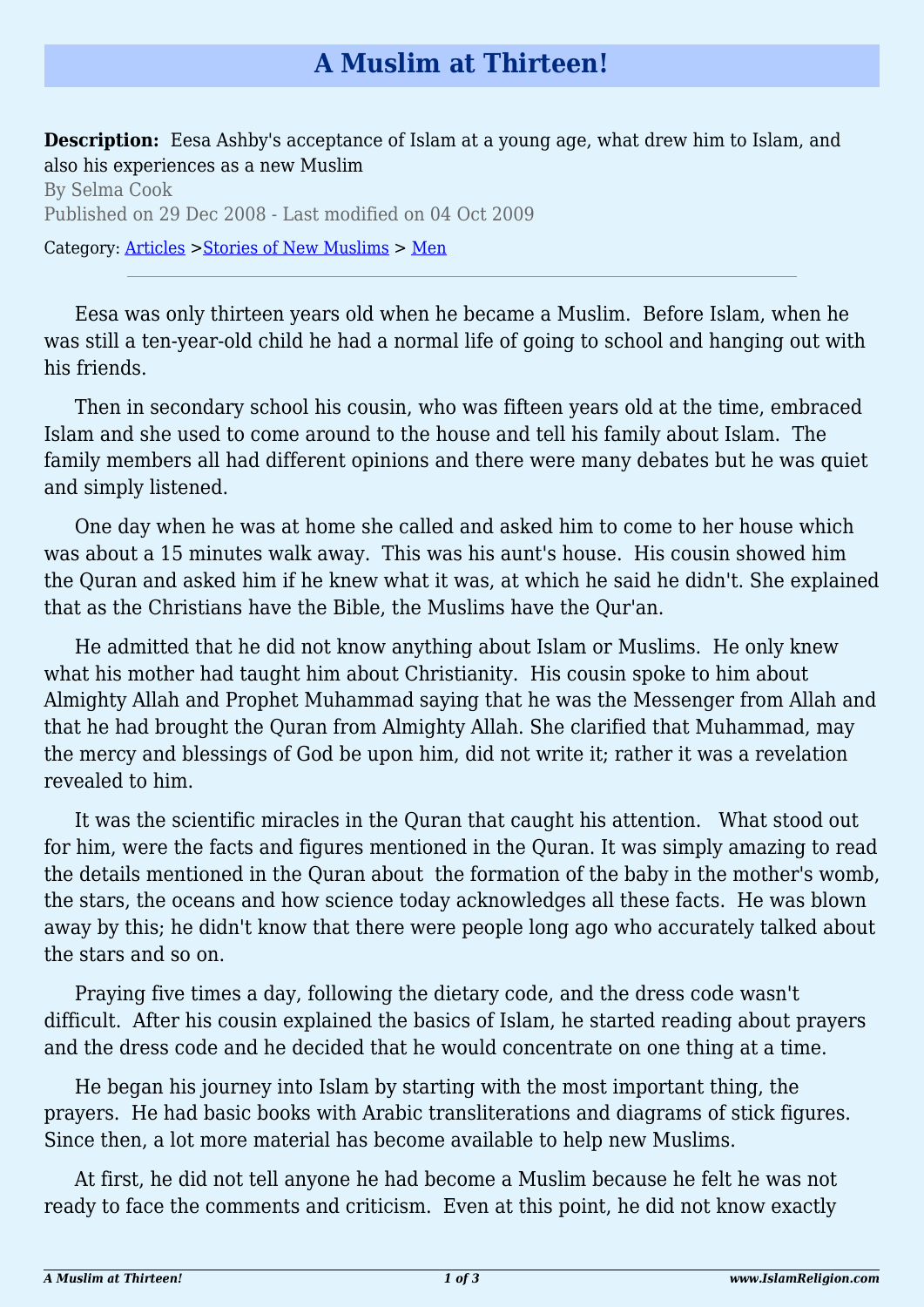# A Muslim at Thirteen!

**Description:** Eesa Ashby's acceptance of Islam at a young age, what drew him to Islam, and also his experiences as a new Muslim

By Selma Cook

Published on 29 Dec 2008 - Last modified on 04 Oct 2009

Category: Articles >Stories of New Muslims > Men

---

Eesa was only thirteen years old when he became a Muslim. Before Islam, when he was still a ten-year-old child he had a normal life of going to school and hanging out with his friends.

Then in secondary school his cousin, who was fifteen years old at the time, embraced Islam and she used to come around to the house and tell his family about Islam. The family members all had different opinions and there were many debates but he was quiet and simply listened.

One day when he was at home she called and asked him to come to her house which was about a 15 minutes walk away. This was his aunt's house. His cousin showed him the Quran and asked him if he knew what it was, at which he said he didn't. She explained that as the Christians have the Bible, the Muslims have the Qur'an.

He admitted that he did not know anything about Islam or Muslims. He only knew what his mother had taught him about Christianity. His cousin spoke to him about Almighty Allah and Prophet Muhammad saying that he was the Messenger from Allah and that he had brought the Quran from Almighty Allah. She clarified that Muhammad, may the mercy and blessings of God be upon him, did not write it; rather it was a revelation revealed to him.

It was the scientific miracles in the Quran that caught his attention. What stood out for him, were the facts and figures mentioned in the Quran. It was simply amazing to read the details mentioned in the Quran about the formation of the baby in the mother's womb, the stars, the oceans and how science today acknowledges all these facts. He was blown away by this; he didn't know that there were people long ago who accurately talked about the stars and so on.

Praying five times a day, following the dietary code, and the dress code wasn't difficult. After his cousin explained the basics of Islam, he started reading about prayers and the dress code and he decided that he would concentrate on one thing at a time.

He began his journey into Islam by starting with the most important thing, the prayers. He had basic books with Arabic transliterations and diagrams of stick figures. Since then, a lot more material has become available to help new Muslims.

At first, he did not tell anyone he had become a Muslim because he felt he was not ready to face the comments and criticism. Even at this point, he did not know exactly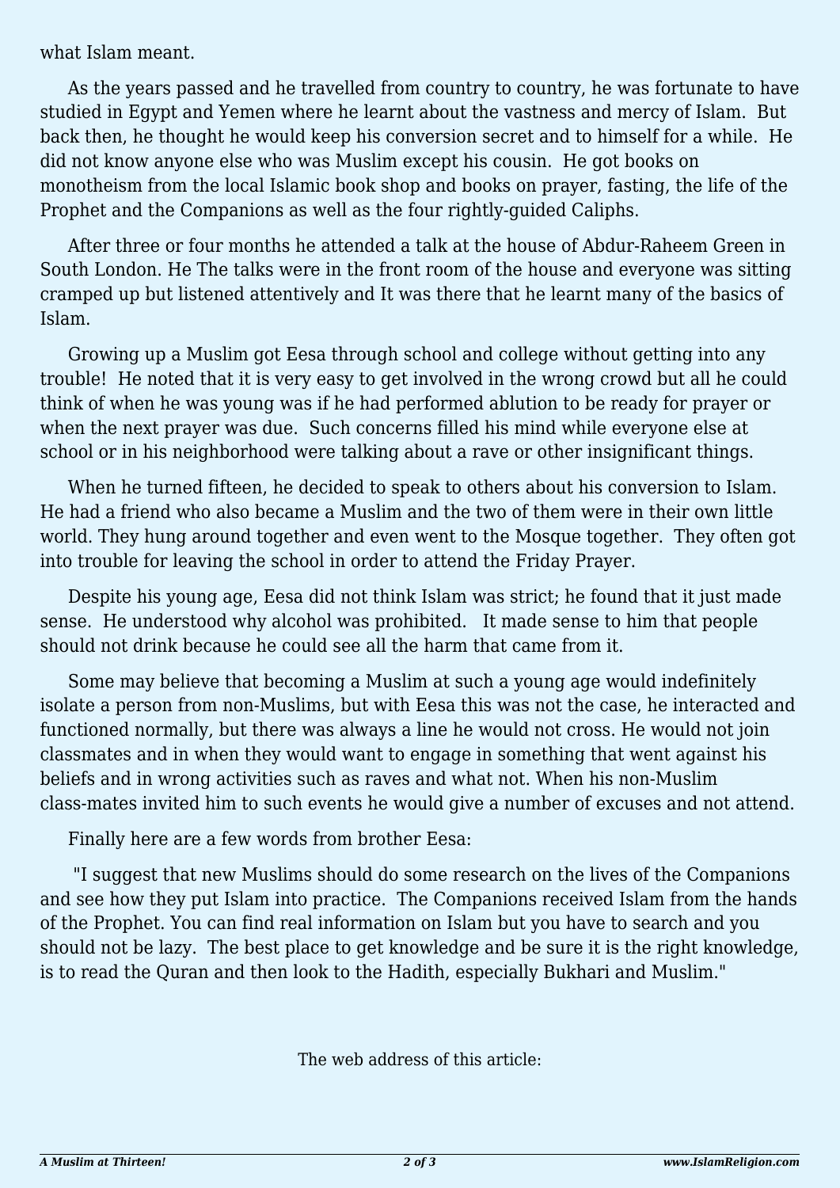what Islam meant.

As the years passed and he travelled from country to country, he was fortunate to have studied in Egypt and Yemen where he learnt about the vastness and mercy of Islam.  But back then, he thought he would keep his conversion secret and to himself for a while.  He did not know anyone else who was Muslim except his cousin.  He got books on monotheism from the local Islamic book shop and books on prayer, fasting, the life of the Prophet and the Companions as well as the four rightly-guided Caliphs.

After three or four months he attended a talk at the house of Abdur-Raheem Green in South London. He The talks were in the front room of the house and everyone was sitting cramped up but listened attentively and It was there that he learnt many of the basics of Islam.

Growing up a Muslim got Eesa through school and college without getting into any trouble!  He noted that it is very easy to get involved in the wrong crowd but all he could think of when he was young was if he had performed ablution to be ready for prayer or when the next prayer was due.  Such concerns filled his mind while everyone else at school or in his neighborhood were talking about a rave or other insignificant things.

When he turned fifteen, he decided to speak to others about his conversion to Islam.  He had a friend who also became a Muslim and the two of them were in their own little world. They hung around together and even went to the Mosque together.  They often got into trouble for leaving the school in order to attend the Friday Prayer.

Despite his young age, Eesa did not think Islam was strict; he found that it just made sense.  He understood why alcohol was prohibited.   It made sense to him that people should not drink because he could see all the harm that came from it.

Some may believe that becoming a Muslim at such a young age would indefinitely isolate a person from non-Muslims, but with Eesa this was not the case, he interacted and functioned normally, but there was always a line he would not cross. He would not join classmates and in when they would want to engage in something that went against his beliefs and in wrong activities such as raves and what not. When his non-Muslim class-mates invited him to such events he would give a number of excuses and not attend.

Finally here are a few words from brother Eesa:

"I suggest that new Muslims should do some research on the lives of the Companions and see how they put Islam into practice.  The Companions received Islam from the hands of the Prophet. You can find real information on Islam but you have to search and you should not be lazy.  The best place to get knowledge and be sure it is the right knowledge, is to read the Quran and then look to the Hadith, especially Bukhari and Muslim."

The web address of this article: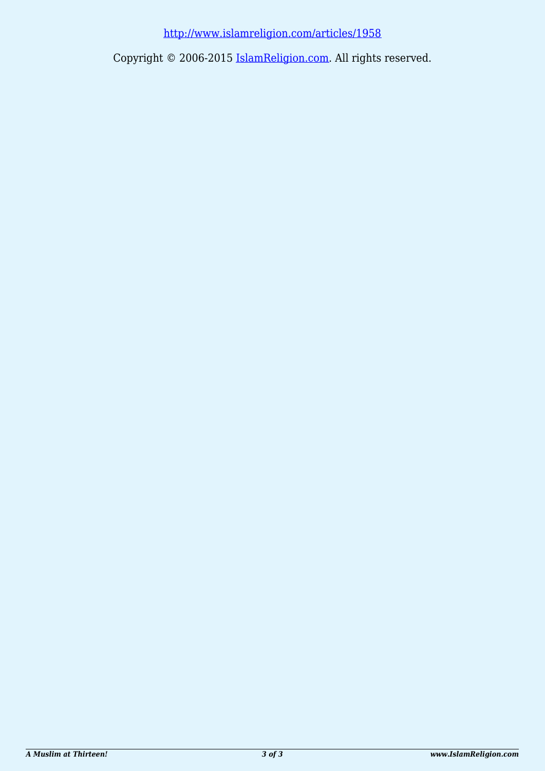http://www.islamreligion.com/articles/1958

Copyright © 2006-2015 [IslamReligion.com](http://www.IslamReligion.com). All rights reserved.